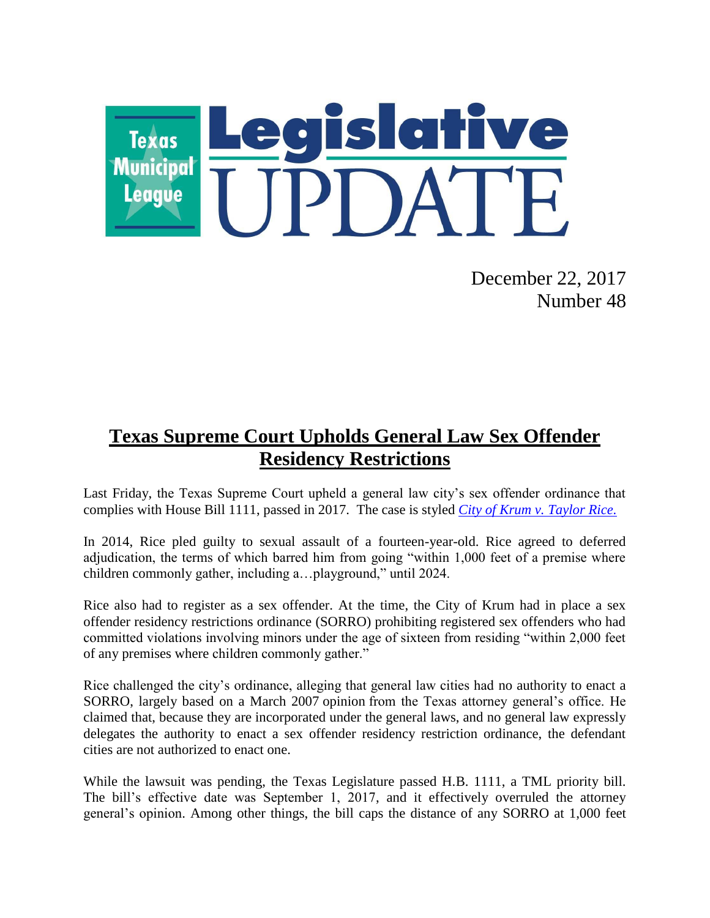Texas Municipal League **Legislative UPDATE**

December 22, 2017
Number 48

# Texas Supreme Court Upholds General Law Sex Offender Residency Restrictions

Last Friday, the Texas Supreme Court upheld a general law city's sex offender ordinance that complies with House Bill 1111, passed in 2017. The case is styled *City of Krum v. Taylor Rice.*

In 2014, Rice pled guilty to sexual assault of a fourteen-year-old. Rice agreed to deferred adjudication, the terms of which barred him from going "within 1,000 feet of a premise where children commonly gather, including a…playground," until 2024.

Rice also had to register as a sex offender. At the time, the City of Krum had in place a sex offender residency restrictions ordinance (SORRO) prohibiting registered sex offenders who had committed violations involving minors under the age of sixteen from residing "within 2,000 feet of any premises where children commonly gather."

Rice challenged the city's ordinance, alleging that general law cities had no authority to enact a SORRO, largely based on a March 2007 opinion from the Texas attorney general's office. He claimed that, because they are incorporated under the general laws, and no general law expressly delegates the authority to enact a sex offender residency restriction ordinance, the defendant cities are not authorized to enact one.

While the lawsuit was pending, the Texas Legislature passed H.B. 1111, a TML priority bill. The bill's effective date was September 1, 2017, and it effectively overruled the attorney general's opinion. Among other things, the bill caps the distance of any SORRO at 1,000 feet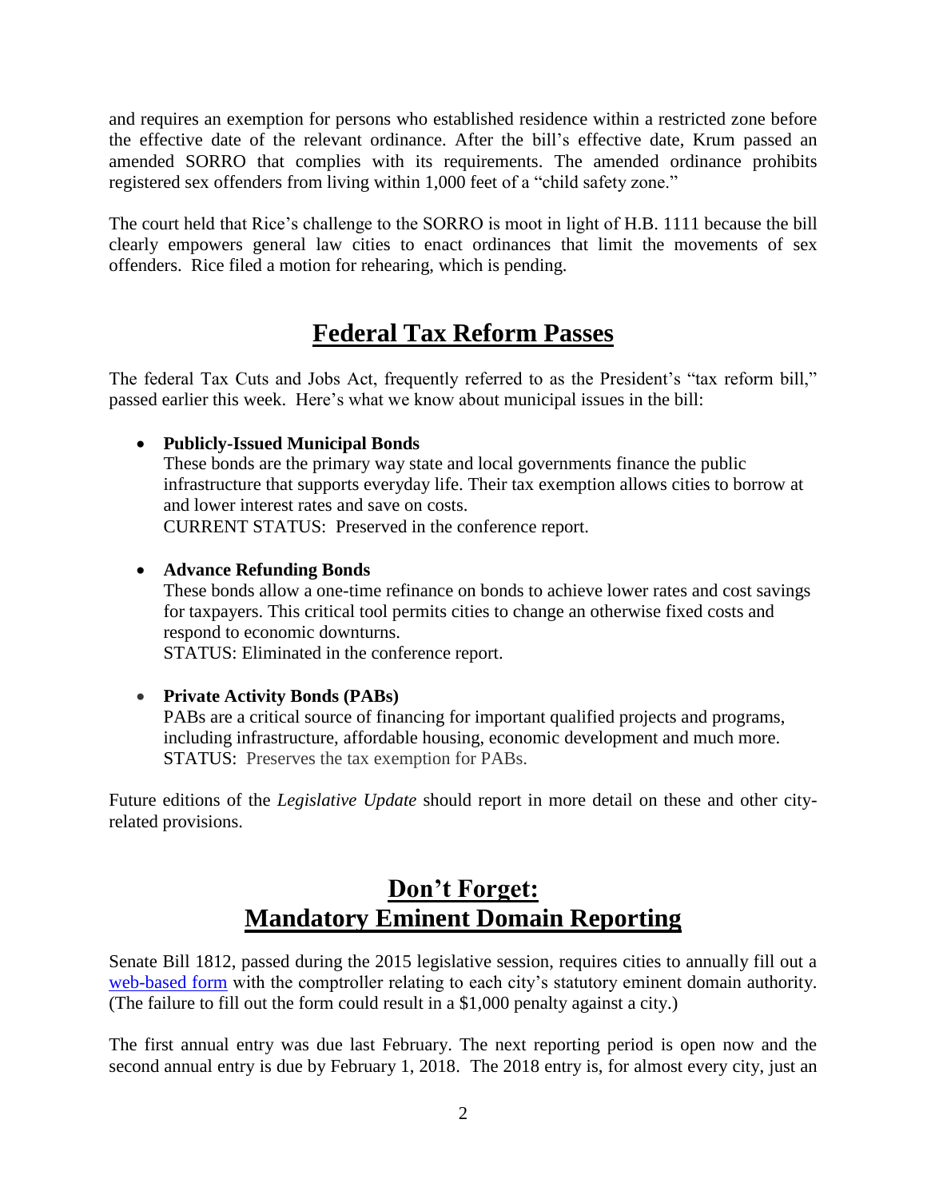and requires an exemption for persons who established residence within a restricted zone before the effective date of the relevant ordinance. After the bill's effective date, Krum passed an amended SORRO that complies with its requirements. The amended ordinance prohibits registered sex offenders from living within 1,000 feet of a "child safety zone."

The court held that Rice's challenge to the SORRO is moot in light of H.B. 1111 because the bill clearly empowers general law cities to enact ordinances that limit the movements of sex offenders. Rice filed a motion for rehearing, which is pending.

## Federal Tax Reform Passes

The federal Tax Cuts and Jobs Act, frequently referred to as the President's "tax reform bill," passed earlier this week. Here's what we know about municipal issues in the bill:

- **Publicly-Issued Municipal Bonds**
  These bonds are the primary way state and local governments finance the public infrastructure that supports everyday life. Their tax exemption allows cities to borrow at and lower interest rates and save on costs.
  CURRENT STATUS: Preserved in the conference report.

- **Advance Refunding Bonds**
  These bonds allow a one-time refinance on bonds to achieve lower rates and cost savings for taxpayers. This critical tool permits cities to change an otherwise fixed costs and respond to economic downturns.
  STATUS: Eliminated in the conference report.

- **Private Activity Bonds (PABs)**
  PABs are a critical source of financing for important qualified projects and programs, including infrastructure, affordable housing, economic development and much more.
  STATUS: Preserves the tax exemption for PABs.

Future editions of the *Legislative Update* should report in more detail on these and other city-related provisions.

## Don't Forget: Mandatory Eminent Domain Reporting

Senate Bill 1812, passed during the 2015 legislative session, requires cities to annually fill out a web-based form with the comptroller relating to each city's statutory eminent domain authority. (The failure to fill out the form could result in a $1,000 penalty against a city.)

The first annual entry was due last February. The next reporting period is open now and the second annual entry is due by February 1, 2018. The 2018 entry is, for almost every city, just an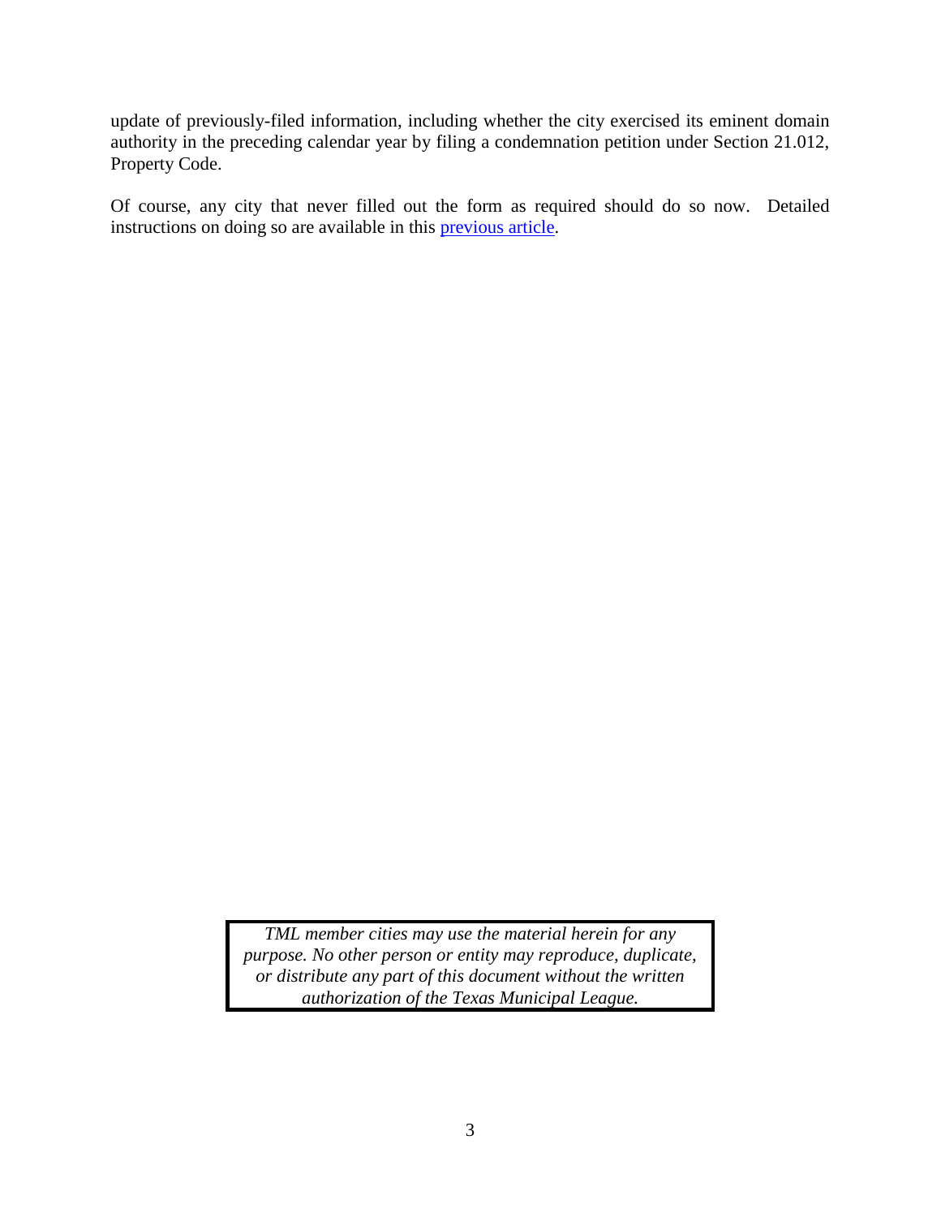update of previously-filed information, including whether the city exercised its eminent domain authority in the preceding calendar year by filing a condemnation petition under Section 21.012, Property Code.

Of course, any city that never filled out the form as required should do so now. Detailed instructions on doing so are available in this previous article.

*TML member cities may use the material herein for any purpose. No other person or entity may reproduce, duplicate, or distribute any part of this document without the written authorization of the Texas Municipal League.*